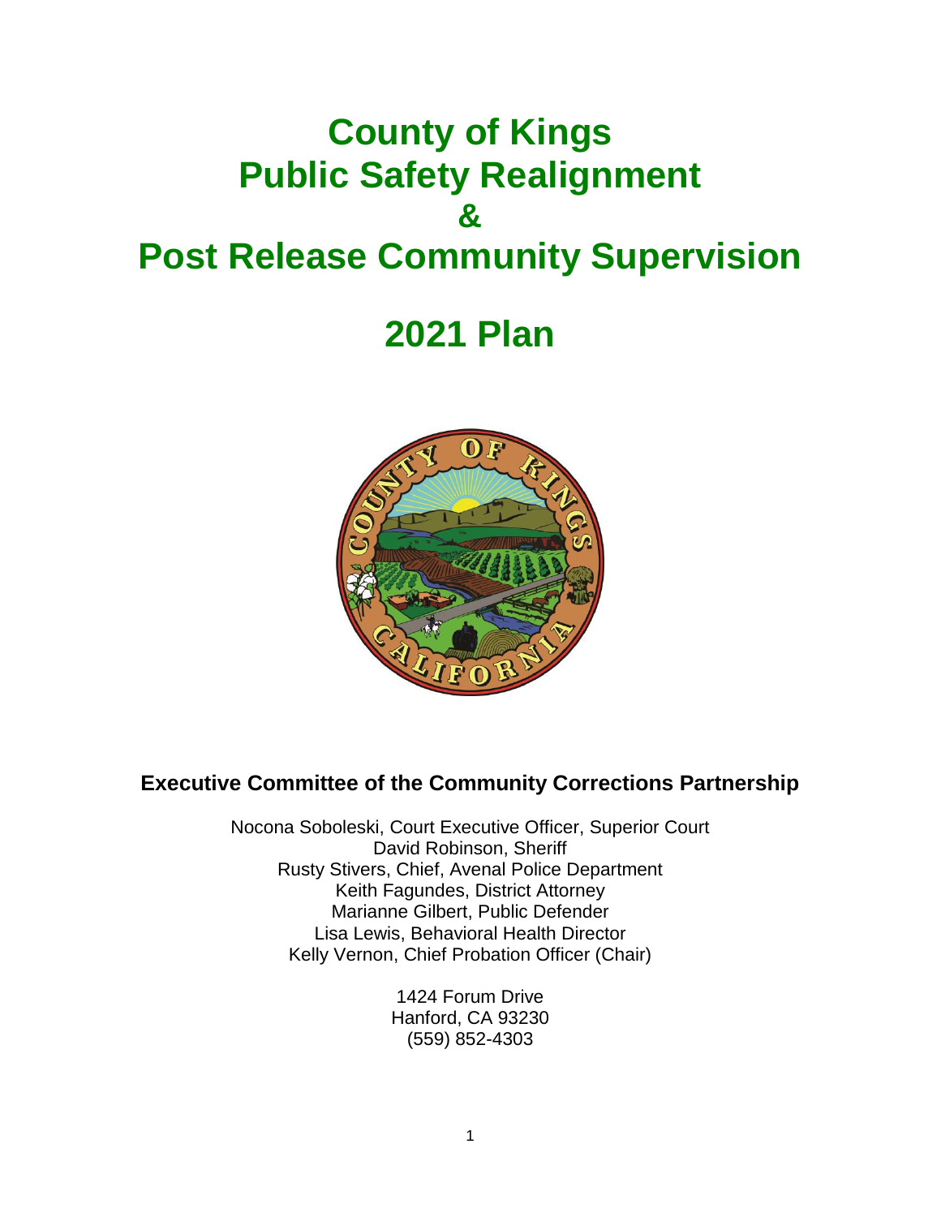# County of Kings
# Public Safety Realignment
# &
# Post Release Community Supervision

# 2021 Plan

## Executive Committee of the Community Corrections Partnership

Nocona Soboleski, Court Executive Officer, Superior Court
David Robinson, Sheriff
Rusty Stivers, Chief, Avenal Police Department
Keith Fagundes, District Attorney
Marianne Gilbert, Public Defender
Lisa Lewis, Behavioral Health Director
Kelly Vernon, Chief Probation Officer (Chair)

1424 Forum Drive
Hanford, CA 93230
(559) 852-4303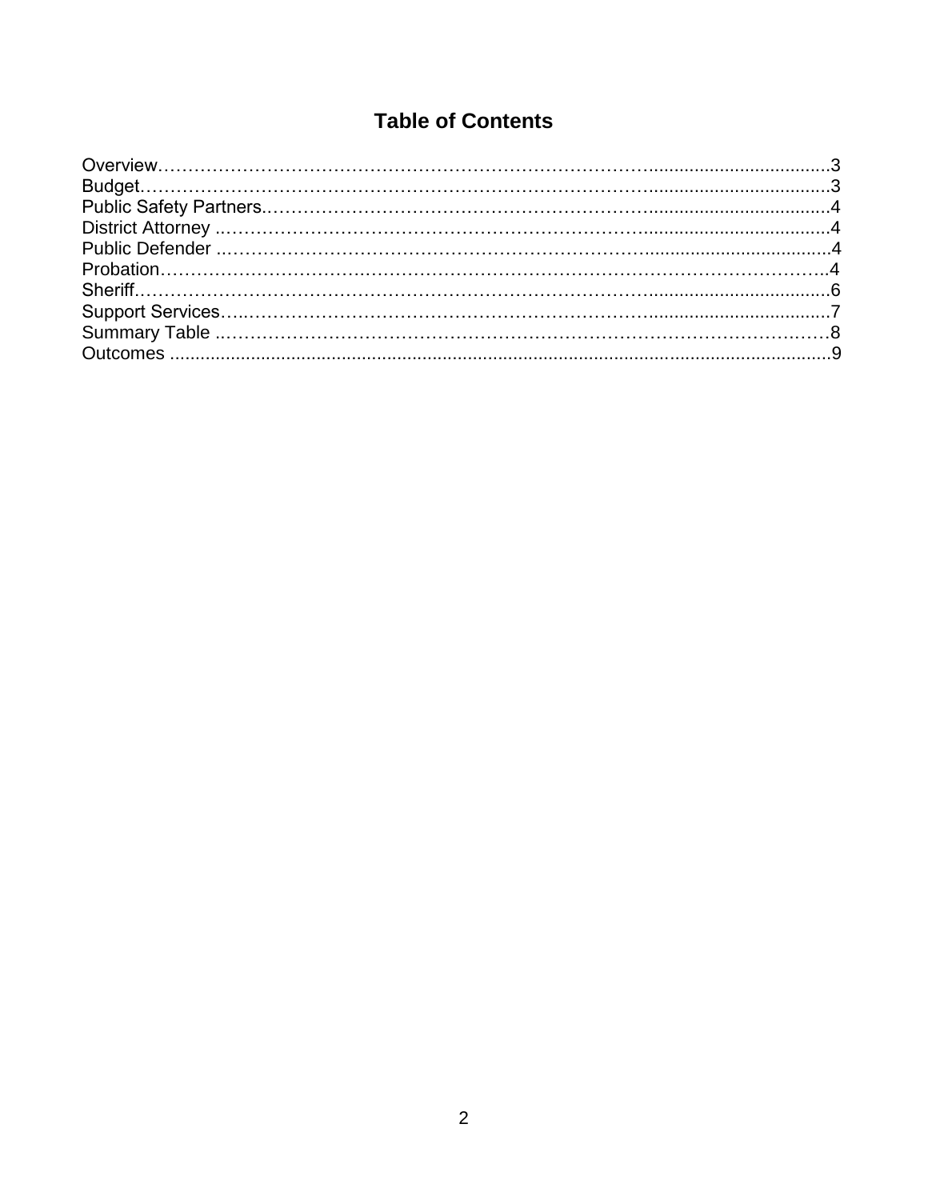# Table of Contents

Overview……………………………………………………………………………...................................3
Budget…………………………………………………………………………….....................................3
Public Safety Partners.…………………………………………………………......................................4
District Attorney ..……………………………………………………………….......................................4
Public Defender ..……………………………………………………………….......................................4
Probation…………………………..…………………………………………………………………………..4
Sheriff……………………………………………………………………………........................................6
Support Services…..…………………………………………………………….......................................7
Summary Table ..………………………………………….…………………………………………………8
Outcomes ..................................................................................................................................9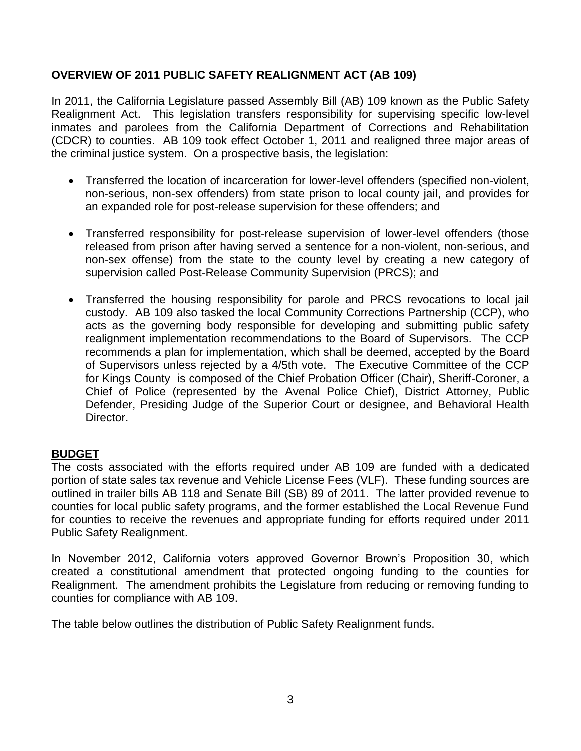**OVERVIEW OF 2011 PUBLIC SAFETY REALIGNMENT ACT (AB 109)**

In 2011, the California Legislature passed Assembly Bill (AB) 109 known as the Public Safety Realignment Act. This legislation transfers responsibility for supervising specific low-level inmates and parolees from the California Department of Corrections and Rehabilitation (CDCR) to counties. AB 109 took effect October 1, 2011 and realigned three major areas of the criminal justice system. On a prospective basis, the legislation:

- Transferred the location of incarceration for lower-level offenders (specified non-violent, non-serious, non-sex offenders) from state prison to local county jail, and provides for an expanded role for post-release supervision for these offenders; and
- Transferred responsibility for post-release supervision of lower-level offenders (those released from prison after having served a sentence for a non-violent, non-serious, and non-sex offense) from the state to the county level by creating a new category of supervision called Post-Release Community Supervision (PRCS); and
- Transferred the housing responsibility for parole and PRCS revocations to local jail custody. AB 109 also tasked the local Community Corrections Partnership (CCP), who acts as the governing body responsible for developing and submitting public safety realignment implementation recommendations to the Board of Supervisors. The CCP recommends a plan for implementation, which shall be deemed, accepted by the Board of Supervisors unless rejected by a 4/5th vote. The Executive Committee of the CCP for Kings County is composed of the Chief Probation Officer (Chair), Sheriff-Coroner, a Chief of Police (represented by the Avenal Police Chief), District Attorney, Public Defender, Presiding Judge of the Superior Court or designee, and Behavioral Health Director.

**BUDGET**

The costs associated with the efforts required under AB 109 are funded with a dedicated portion of state sales tax revenue and Vehicle License Fees (VLF). These funding sources are outlined in trailer bills AB 118 and Senate Bill (SB) 89 of 2011. The latter provided revenue to counties for local public safety programs, and the former established the Local Revenue Fund for counties to receive the revenues and appropriate funding for efforts required under 2011 Public Safety Realignment.

In November 2012, California voters approved Governor Brown's Proposition 30, which created a constitutional amendment that protected ongoing funding to the counties for Realignment. The amendment prohibits the Legislature from reducing or removing funding to counties for compliance with AB 109.

The table below outlines the distribution of Public Safety Realignment funds.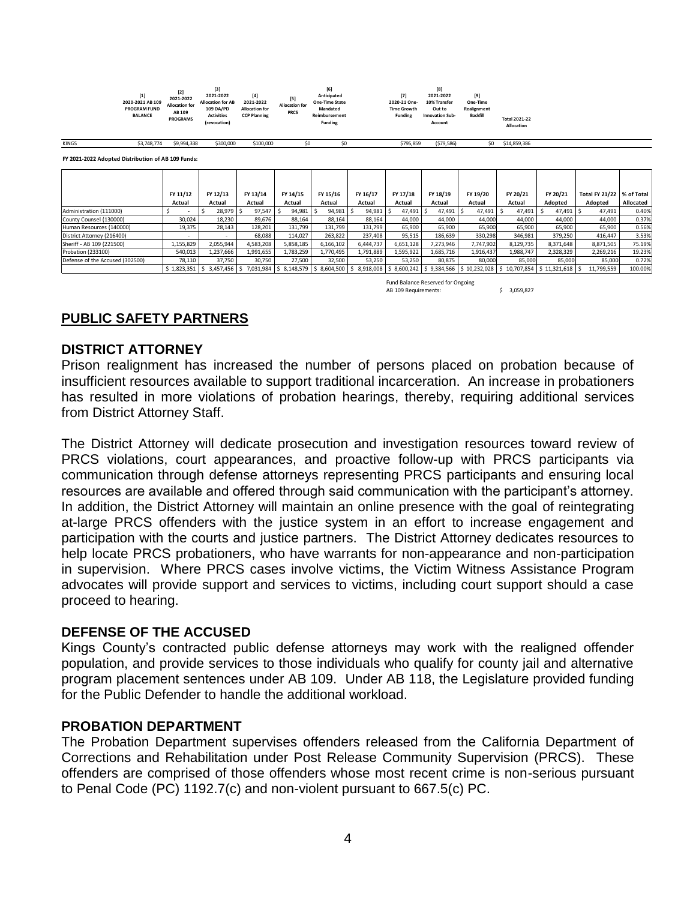| | [1] 2020-2021 AB 109 PROGRAM FUND BALANCE | [2] 2021-2022 Allocation for AB 109 PROGRAMS | [3] 2021-2022 Allocation for AB 109 DA/PD Activities (revocation) | [4] 2021-2022 Allocation for CCP Planning | [5] Allocation for PRCS | [6] Anticipated One-Time State Mandated Reimbursement Funding | [7] 2020-21 One-Time Growth Funding | [8] 2021-2022 10% Transfer Out to Innovation Sub-Account | [9] One-Time Realignment Backfill | Total 2021-22 Allocation |
|---|---|---|---|---|---|---|---|---|---|---|
| KINGS | $3,748,774 | $9,994,338 | $300,000 | $100,000 | $0 | $0 | $795,859 | ($79,586) | $0 | $14,859,386 |

**FY 2021-2022 Adopted Distribution of AB 109 Funds:**

| | FY 11/12 Actual | FY 12/13 Actual | FY 13/14 Actual | FY 14/15 Actual | FY 15/16 Actual | FY 16/17 Actual | FY 17/18 Actual | FY 18/19 Actual | FY 19/20 Actual | FY 20/21 Actual | FY 20/21 Adopted | Total FY 21/22 Adopted | % of Total Allocated |
|---|---|---|---|---|---|---|---|---|---|---|---|---|---|
| Administration (111000) | $ - | $ 28,979 | $ 97,547 | $ 94,981 | $ 94,981 | $ 94,981 | $ 47,491 | $ 47,491 | $ 47,491 | $ 47,491 | $ 47,491 | $ 47,491 | 0.40% |
| County Counsel (130000) | 30,024 | 18,230 | 89,676 | 88,164 | 88,164 | 88,164 | 44,000 | 44,000 | 44,000 | 44,000 | 44,000 | 44,000 | 0.37% |
| Human Resources (140000) | 19,375 | 28,143 | 128,201 | 131,799 | 131,799 | 131,799 | 65,900 | 65,900 | 65,900 | 65,900 | 65,900 | 65,900 | 0.56% |
| District Attorney (216400) | - | - | 68,088 | 114,027 | 263,822 | 237,408 | 95,515 | 186,639 | 330,298 | 346,981 | 379,250 | 416,447 | 3.53% |
| Sheriff - AB 109 (221500) | 1,155,829 | 2,055,944 | 4,583,208 | 5,858,185 | 6,166,102 | 6,444,737 | 6,651,128 | 7,273,946 | 7,747,902 | 8,129,735 | 8,371,648 | 8,871,505 | 75.19% |
| Probation (233100) | 540,013 | 1,237,666 | 1,991,655 | 1,783,259 | 1,770,495 | 1,791,889 | 1,595,922 | 1,685,716 | 1,916,437 | 1,988,747 | 2,328,329 | 2,269,216 | 19.23% |
| Defense of the Accused (302500) | 78,110 | 37,750 | 30,750 | 27,500 | 32,500 | 53,250 | 53,250 | 80,875 | 80,000 | 85,000 | 85,000 | 85,000 | 0.72% |
| | $ 1,823,351 | $ 3,457,456 | $ 7,031,984 | $ 8,148,579 | $ 8,604,500 | $ 8,918,008 | $ 8,600,242 | $ 9,384,566 | $ 10,232,028 | $ 10,707,854 | $ 11,321,618 | $ 11,799,559 | 100.00% |

Fund Balance Reserved for Ongoing AB 109 Requirements: $ 3,059,827

## PUBLIC SAFETY PARTNERS

### DISTRICT ATTORNEY

Prison realignment has increased the number of persons placed on probation because of insufficient resources available to support traditional incarceration. An increase in probationers has resulted in more violations of probation hearings, thereby, requiring additional services from District Attorney Staff.

The District Attorney will dedicate prosecution and investigation resources toward review of PRCS violations, court appearances, and proactive follow-up with PRCS participants via communication through defense attorneys representing PRCS participants and ensuring local resources are available and offered through said communication with the participant's attorney. In addition, the District Attorney will maintain an online presence with the goal of reintegrating at-large PRCS offenders with the justice system in an effort to increase engagement and participation with the courts and justice partners. The District Attorney dedicates resources to help locate PRCS probationers, who have warrants for non-appearance and non-participation in supervision. Where PRCS cases involve victims, the Victim Witness Assistance Program advocates will provide support and services to victims, including court support should a case proceed to hearing.

### DEFENSE OF THE ACCUSED

Kings County's contracted public defense attorneys may work with the realigned offender population, and provide services to those individuals who qualify for county jail and alternative program placement sentences under AB 109. Under AB 118, the Legislature provided funding for the Public Defender to handle the additional workload.

### PROBATION DEPARTMENT

The Probation Department supervises offenders released from the California Department of Corrections and Rehabilitation under Post Release Community Supervision (PRCS). These offenders are comprised of those offenders whose most recent crime is non-serious pursuant to Penal Code (PC) 1192.7(c) and non-violent pursuant to 667.5(c) PC.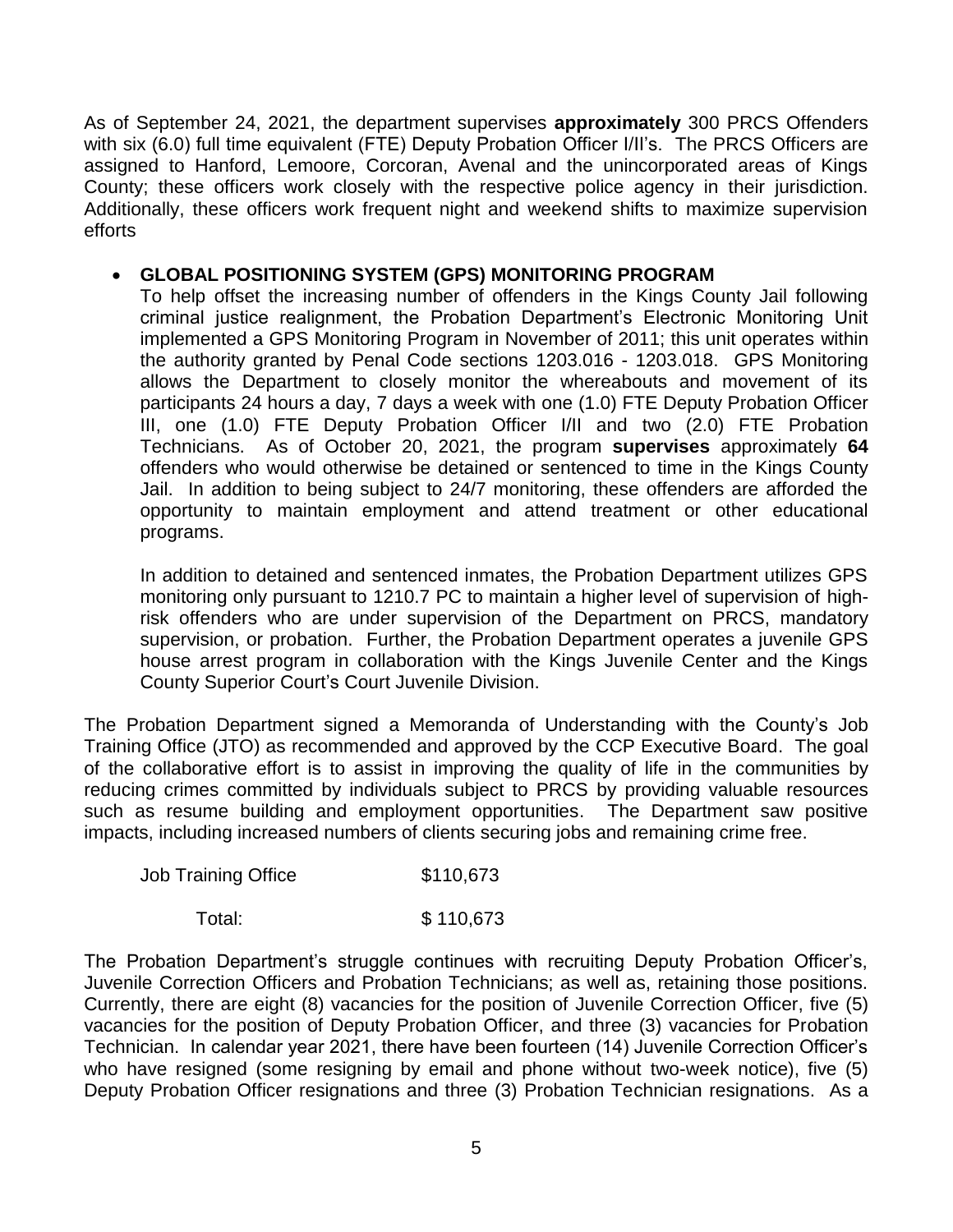As of September 24, 2021, the department supervises **approximately** 300 PRCS Offenders with six (6.0) full time equivalent (FTE) Deputy Probation Officer I/II's. The PRCS Officers are assigned to Hanford, Lemoore, Corcoran, Avenal and the unincorporated areas of Kings County; these officers work closely with the respective police agency in their jurisdiction. Additionally, these officers work frequent night and weekend shifts to maximize supervision efforts

- **GLOBAL POSITIONING SYSTEM (GPS) MONITORING PROGRAM**
  To help offset the increasing number of offenders in the Kings County Jail following criminal justice realignment, the Probation Department's Electronic Monitoring Unit implemented a GPS Monitoring Program in November of 2011; this unit operates within the authority granted by Penal Code sections 1203.016 - 1203.018. GPS Monitoring allows the Department to closely monitor the whereabouts and movement of its participants 24 hours a day, 7 days a week with one (1.0) FTE Deputy Probation Officer III, one (1.0) FTE Deputy Probation Officer I/II and two (2.0) FTE Probation Technicians. As of October 20, 2021, the program **supervises** approximately **64** offenders who would otherwise be detained or sentenced to time in the Kings County Jail. In addition to being subject to 24/7 monitoring, these offenders are afforded the opportunity to maintain employment and attend treatment or other educational programs.

  In addition to detained and sentenced inmates, the Probation Department utilizes GPS monitoring only pursuant to 1210.7 PC to maintain a higher level of supervision of high-risk offenders who are under supervision of the Department on PRCS, mandatory supervision, or probation. Further, the Probation Department operates a juvenile GPS house arrest program in collaboration with the Kings Juvenile Center and the Kings County Superior Court's Court Juvenile Division.

The Probation Department signed a Memoranda of Understanding with the County's Job Training Office (JTO) as recommended and approved by the CCP Executive Board. The goal of the collaborative effort is to assist in improving the quality of life in the communities by reducing crimes committed by individuals subject to PRCS by providing valuable resources such as resume building and employment opportunities. The Department saw positive impacts, including increased numbers of clients securing jobs and remaining crime free.

| | |
|---|---|
| Job Training Office | $110,673 |
| Total: | $ 110,673 |

The Probation Department's struggle continues with recruiting Deputy Probation Officer's, Juvenile Correction Officers and Probation Technicians; as well as, retaining those positions. Currently, there are eight (8) vacancies for the position of Juvenile Correction Officer, five (5) vacancies for the position of Deputy Probation Officer, and three (3) vacancies for Probation Technician. In calendar year 2021, there have been fourteen (14) Juvenile Correction Officer's who have resigned (some resigning by email and phone without two-week notice), five (5) Deputy Probation Officer resignations and three (3) Probation Technician resignations. As a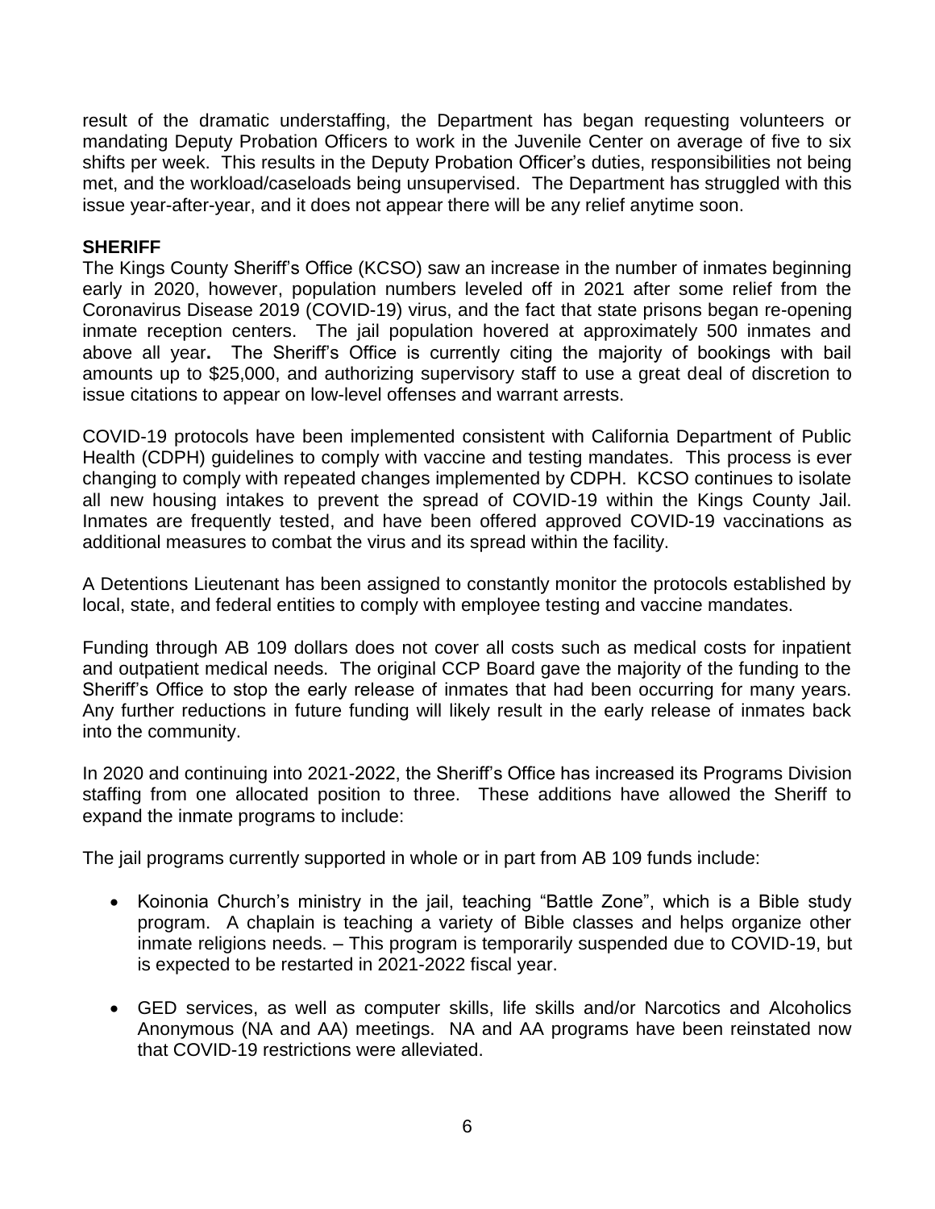result of the dramatic understaffing, the Department has began requesting volunteers or mandating Deputy Probation Officers to work in the Juvenile Center on average of five to six shifts per week. This results in the Deputy Probation Officer's duties, responsibilities not being met, and the workload/caseloads being unsupervised. The Department has struggled with this issue year-after-year, and it does not appear there will be any relief anytime soon.

**SHERIFF**

The Kings County Sheriff's Office (KCSO) saw an increase in the number of inmates beginning early in 2020, however, population numbers leveled off in 2021 after some relief from the Coronavirus Disease 2019 (COVID-19) virus, and the fact that state prisons began re-opening inmate reception centers. The jail population hovered at approximately 500 inmates and above all year**.** The Sheriff's Office is currently citing the majority of bookings with bail amounts up to $25,000, and authorizing supervisory staff to use a great deal of discretion to issue citations to appear on low-level offenses and warrant arrests.

COVID-19 protocols have been implemented consistent with California Department of Public Health (CDPH) guidelines to comply with vaccine and testing mandates. This process is ever changing to comply with repeated changes implemented by CDPH. KCSO continues to isolate all new housing intakes to prevent the spread of COVID-19 within the Kings County Jail. Inmates are frequently tested, and have been offered approved COVID-19 vaccinations as additional measures to combat the virus and its spread within the facility.

A Detentions Lieutenant has been assigned to constantly monitor the protocols established by local, state, and federal entities to comply with employee testing and vaccine mandates.

Funding through AB 109 dollars does not cover all costs such as medical costs for inpatient and outpatient medical needs. The original CCP Board gave the majority of the funding to the Sheriff's Office to stop the early release of inmates that had been occurring for many years. Any further reductions in future funding will likely result in the early release of inmates back into the community.

In 2020 and continuing into 2021-2022, the Sheriff's Office has increased its Programs Division staffing from one allocated position to three. These additions have allowed the Sheriff to expand the inmate programs to include:

The jail programs currently supported in whole or in part from AB 109 funds include:

- Koinonia Church's ministry in the jail, teaching "Battle Zone", which is a Bible study program. A chaplain is teaching a variety of Bible classes and helps organize other inmate religions needs. – This program is temporarily suspended due to COVID-19, but is expected to be restarted in 2021-2022 fiscal year.

- GED services, as well as computer skills, life skills and/or Narcotics and Alcoholics Anonymous (NA and AA) meetings. NA and AA programs have been reinstated now that COVID-19 restrictions were alleviated.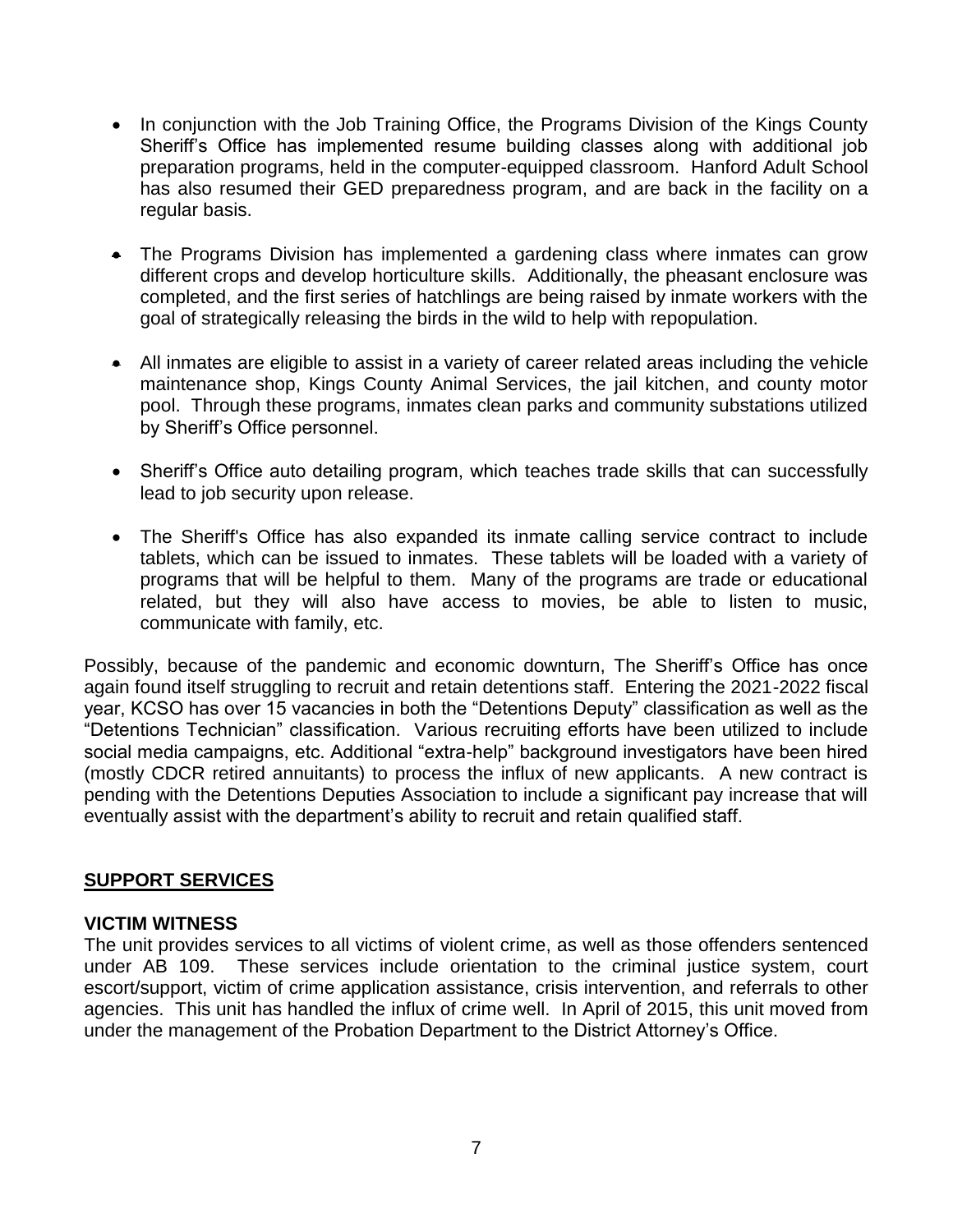- In conjunction with the Job Training Office, the Programs Division of the Kings County Sheriff's Office has implemented resume building classes along with additional job preparation programs, held in the computer-equipped classroom. Hanford Adult School has also resumed their GED preparedness program, and are back in the facility on a regular basis.

- The Programs Division has implemented a gardening class where inmates can grow different crops and develop horticulture skills. Additionally, the pheasant enclosure was completed, and the first series of hatchlings are being raised by inmate workers with the goal of strategically releasing the birds in the wild to help with repopulation.

- All inmates are eligible to assist in a variety of career related areas including the vehicle maintenance shop, Kings County Animal Services, the jail kitchen, and county motor pool. Through these programs, inmates clean parks and community substations utilized by Sheriff's Office personnel.

- Sheriff's Office auto detailing program, which teaches trade skills that can successfully lead to job security upon release.

- The Sheriff's Office has also expanded its inmate calling service contract to include tablets, which can be issued to inmates. These tablets will be loaded with a variety of programs that will be helpful to them. Many of the programs are trade or educational related, but they will also have access to movies, be able to listen to music, communicate with family, etc.

Possibly, because of the pandemic and economic downturn, The Sheriff's Office has once again found itself struggling to recruit and retain detentions staff. Entering the 2021-2022 fiscal year, KCSO has over 15 vacancies in both the "Detentions Deputy" classification as well as the "Detentions Technician" classification. Various recruiting efforts have been utilized to include social media campaigns, etc. Additional "extra-help" background investigators have been hired (mostly CDCR retired annuitants) to process the influx of new applicants. A new contract is pending with the Detentions Deputies Association to include a significant pay increase that will eventually assist with the department's ability to recruit and retain qualified staff.

## SUPPORT SERVICES

### VICTIM WITNESS

The unit provides services to all victims of violent crime, as well as those offenders sentenced under AB 109. These services include orientation to the criminal justice system, court escort/support, victim of crime application assistance, crisis intervention, and referrals to other agencies. This unit has handled the influx of crime well. In April of 2015, this unit moved from under the management of the Probation Department to the District Attorney's Office.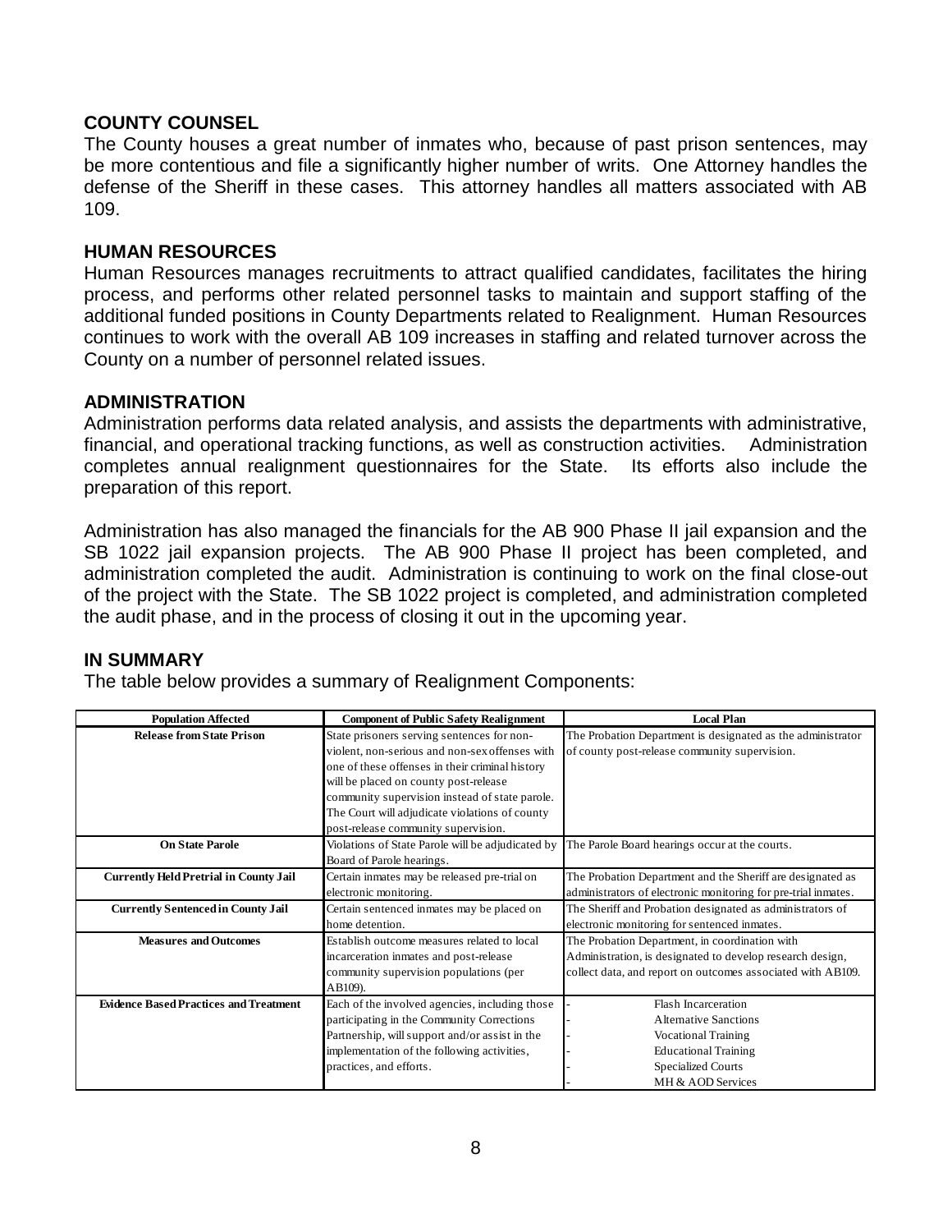## COUNTY COUNSEL

The County houses a great number of inmates who, because of past prison sentences, may be more contentious and file a significantly higher number of writs. One Attorney handles the defense of the Sheriff in these cases. This attorney handles all matters associated with AB 109.

## HUMAN RESOURCES

Human Resources manages recruitments to attract qualified candidates, facilitates the hiring process, and performs other related personnel tasks to maintain and support staffing of the additional funded positions in County Departments related to Realignment. Human Resources continues to work with the overall AB 109 increases in staffing and related turnover across the County on a number of personnel related issues.

## ADMINISTRATION

Administration performs data related analysis, and assists the departments with administrative, financial, and operational tracking functions, as well as construction activities. Administration completes annual realignment questionnaires for the State. Its efforts also include the preparation of this report.

Administration has also managed the financials for the AB 900 Phase II jail expansion and the SB 1022 jail expansion projects. The AB 900 Phase II project has been completed, and administration completed the audit. Administration is continuing to work on the final close-out of the project with the State. The SB 1022 project is completed, and administration completed the audit phase, and in the process of closing it out in the upcoming year.

## IN SUMMARY

The table below provides a summary of Realignment Components:

| Population Affected | Component of Public Safety Realignment | Local Plan |
|---|---|---|
| **Release from State Prison** | State prisoners serving sentences for non-violent, non-serious and non-sex offenses with one of these offenses in their criminal history will be placed on county post-release community supervision instead of state parole. The Court will adjudicate violations of county post-release community supervision. | The Probation Department is designated as the administrator of county post-release community supervision. |
| **On State Parole** | Violations of State Parole will be adjudicated by Board of Parole hearings. | The Parole Board hearings occur at the courts. |
| **Currently Held Pretrial in County Jail** | Certain inmates may be released pre-trial on electronic monitoring. | The Probation Department and the Sheriff are designated as administrators of electronic monitoring for pre-trial inmates. |
| **Currently Sentenced in County Jail** | Certain sentenced inmates may be placed on home detention. | The Sheriff and Probation designated as administrators of electronic monitoring for sentenced inmates. |
| **Measures and Outcomes** | Establish outcome measures related to local incarceration inmates and post-release community supervision populations (per AB109). | The Probation Department, in coordination with Administration, is designated to develop research design, collect data, and report on outcomes associated with AB109. |
| **Evidence Based Practices and Treatment** | Each of the involved agencies, including those participating in the Community Corrections Partnership, will support and/or assist in the implementation of the following activities, practices, and efforts. | - Flash Incarceration<br>- Alternative Sanctions<br>- Vocational Training<br>- Educational Training<br>- Specialized Courts<br>- MH & AOD Services |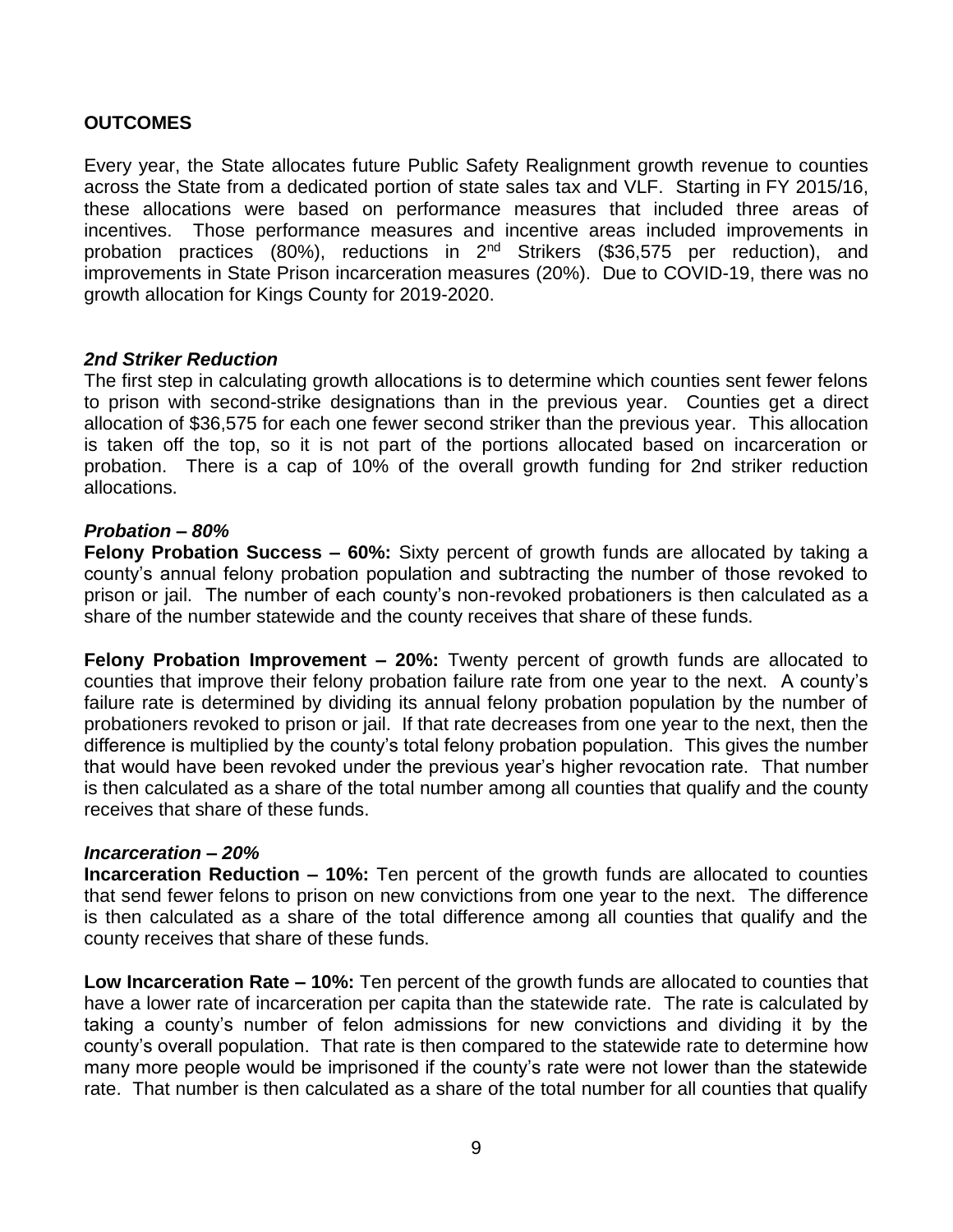## OUTCOMES

Every year, the State allocates future Public Safety Realignment growth revenue to counties across the State from a dedicated portion of state sales tax and VLF. Starting in FY 2015/16, these allocations were based on performance measures that included three areas of incentives. Those performance measures and incentive areas included improvements in probation practices (80%), reductions in 2nd Strikers ($36,575 per reduction), and improvements in State Prison incarceration measures (20%). Due to COVID-19, there was no growth allocation for Kings County for 2019-2020.

### *2nd Striker Reduction*

The first step in calculating growth allocations is to determine which counties sent fewer felons to prison with second-strike designations than in the previous year. Counties get a direct allocation of $36,575 for each one fewer second striker than the previous year. This allocation is taken off the top, so it is not part of the portions allocated based on incarceration or probation. There is a cap of 10% of the overall growth funding for 2nd striker reduction allocations.

### *Probation – 80%*

**Felony Probation Success – 60%:** Sixty percent of growth funds are allocated by taking a county's annual felony probation population and subtracting the number of those revoked to prison or jail. The number of each county's non-revoked probationers is then calculated as a share of the number statewide and the county receives that share of these funds.

**Felony Probation Improvement – 20%:** Twenty percent of growth funds are allocated to counties that improve their felony probation failure rate from one year to the next. A county's failure rate is determined by dividing its annual felony probation population by the number of probationers revoked to prison or jail. If that rate decreases from one year to the next, then the difference is multiplied by the county's total felony probation population. This gives the number that would have been revoked under the previous year's higher revocation rate. That number is then calculated as a share of the total number among all counties that qualify and the county receives that share of these funds.

### *Incarceration – 20%*

**Incarceration Reduction – 10%:** Ten percent of the growth funds are allocated to counties that send fewer felons to prison on new convictions from one year to the next. The difference is then calculated as a share of the total difference among all counties that qualify and the county receives that share of these funds.

**Low Incarceration Rate – 10%:** Ten percent of the growth funds are allocated to counties that have a lower rate of incarceration per capita than the statewide rate. The rate is calculated by taking a county's number of felon admissions for new convictions and dividing it by the county's overall population. That rate is then compared to the statewide rate to determine how many more people would be imprisoned if the county's rate were not lower than the statewide rate. That number is then calculated as a share of the total number for all counties that qualify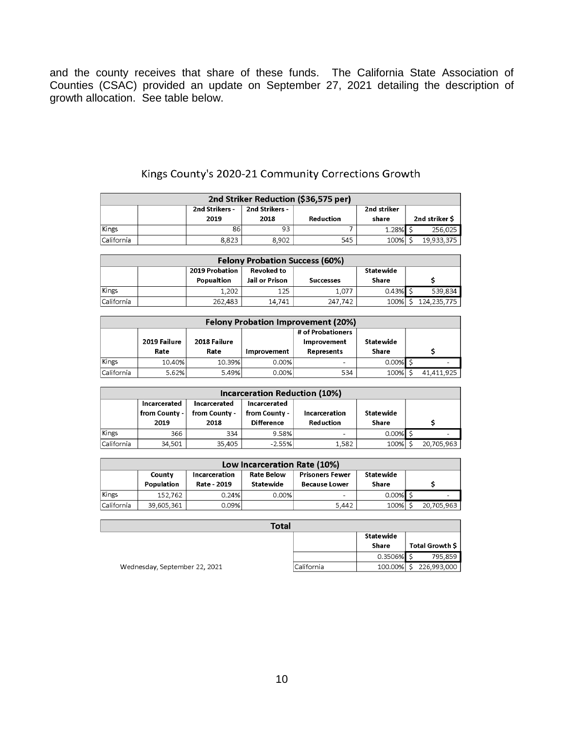and the county receives that share of these funds. The California State Association of Counties (CSAC) provided an update on September 27, 2021 detailing the description of growth allocation. See table below.

### Kings County's 2020-21 Community Corrections Growth

| 2nd Striker Reduction ($36,575 per) | | | | | | |
|---|---|---|---|---|---|---|
| | | 2nd Strikers - 2019 | 2nd Strikers - 2018 | Reduction | 2nd striker share | 2nd striker $ |
| Kings | | 86 | 93 | 7 | 1.28% | $ 256,025 |
| California | | 8,823 | 8,902 | 545 | 100% | $ 19,933,375 |

| Felony Probation Success (60%) | | | | | | |
|---|---|---|---|---|---|---|
| | | 2019 Probation Popualtion | Revoked to Jail or Prison | Successes | Statewide Share | $ |
| Kings | | 1,202 | 125 | 1,077 | 0.43% | $ 539,834 |
| California | | 262,483 | 14,741 | 247,742 | 100% | $ 124,235,775 |

| Felony Probation Improvement (20%) | | | | | | |
|---|---|---|---|---|---|---|
| | 2019 Failure Rate | 2018 Failure Rate | Improvement | # of Probationers Improvement Represents | Statewide Share | $ |
| Kings | 10.40% | 10.39% | 0.00% | - | 0.00% | $ - |
| California | 5.62% | 5.49% | 0.00% | 534 | 100% | $ 41,411,925 |

| Incarceration Reduction (10%) | | | | | | |
|---|---|---|---|---|---|---|
| | Incarcerated from County - 2019 | Incarcerated from County - 2018 | Incarcerated from County - Difference | Incarceration Reduction | Statewide Share | $ |
| Kings | 366 | 334 | 9.58% | - | 0.00% | $ - |
| California | 34,501 | 35,405 | -2.55% | 1,582 | 100% | $ 20,705,963 |

| Low Incarceration Rate (10%) | | | | | | |
|---|---|---|---|---|---|---|
| | County Population | Incarceration Rate - 2019 | Rate Below Statewide | Prisoners Fewer Because Lower | Statewide Share | $ |
| Kings | 152,762 | 0.24% | 0.00% | - | 0.00% | $ - |
| California | 39,605,361 | 0.09% | | 5,442 | 100% | $ 20,705,963 |

| Total | | |
|---|---|---|
| | Statewide Share | Total Growth $ |
| | 0.3506% | $ 795,859 |
| California | 100.00% | $ 226,993,000 |

Wednesday, September 22, 2021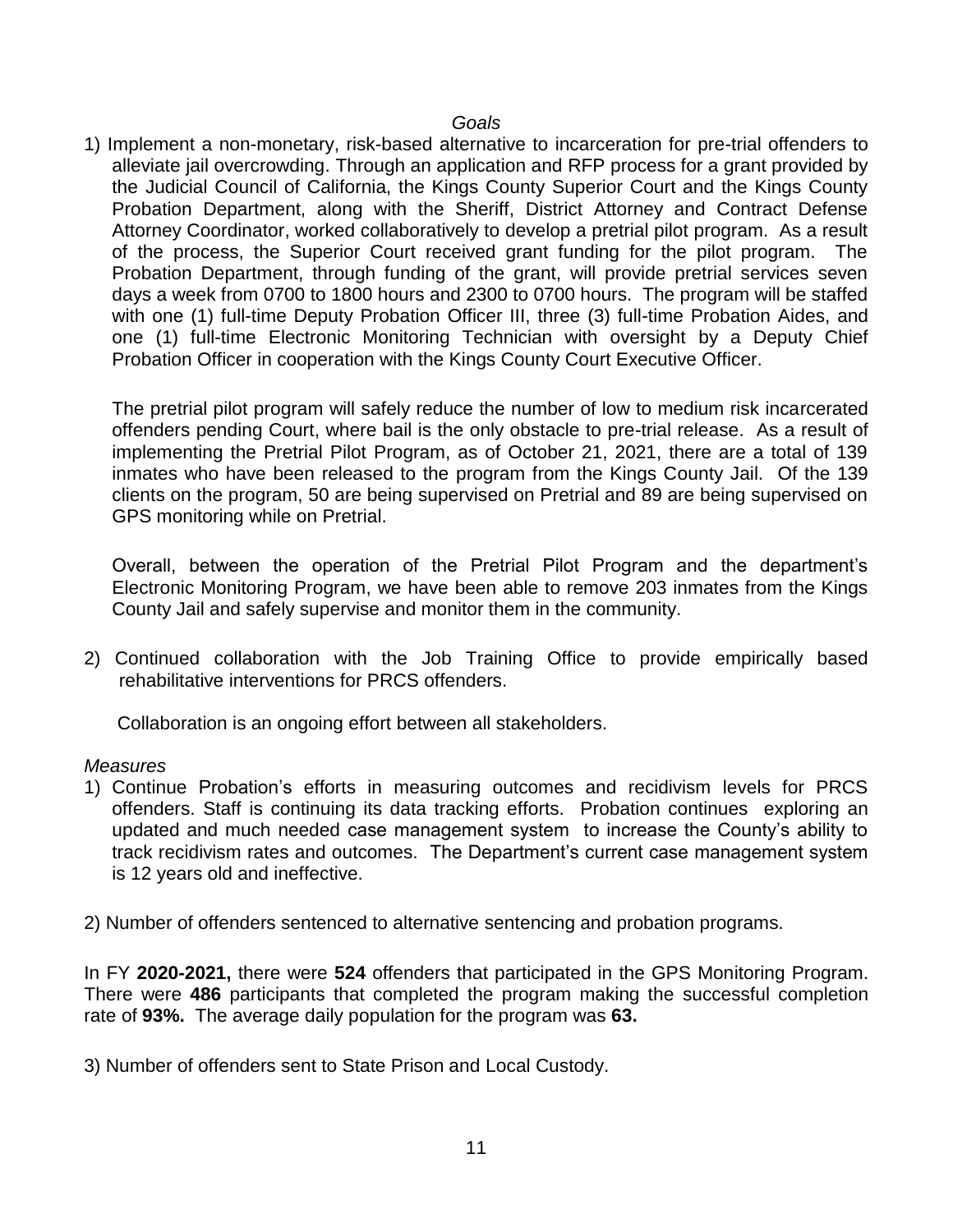*Goals*

1) Implement a non-monetary, risk-based alternative to incarceration for pre-trial offenders to alleviate jail overcrowding. Through an application and RFP process for a grant provided by the Judicial Council of California, the Kings County Superior Court and the Kings County Probation Department, along with the Sheriff, District Attorney and Contract Defense Attorney Coordinator, worked collaboratively to develop a pretrial pilot program. As a result of the process, the Superior Court received grant funding for the pilot program. The Probation Department, through funding of the grant, will provide pretrial services seven days a week from 0700 to 1800 hours and 2300 to 0700 hours. The program will be staffed with one (1) full-time Deputy Probation Officer III, three (3) full-time Probation Aides, and one (1) full-time Electronic Monitoring Technician with oversight by a Deputy Chief Probation Officer in cooperation with the Kings County Court Executive Officer.

   The pretrial pilot program will safely reduce the number of low to medium risk incarcerated offenders pending Court, where bail is the only obstacle to pre-trial release. As a result of implementing the Pretrial Pilot Program, as of October 21, 2021, there are a total of 139 inmates who have been released to the program from the Kings County Jail. Of the 139 clients on the program, 50 are being supervised on Pretrial and 89 are being supervised on GPS monitoring while on Pretrial.

   Overall, between the operation of the Pretrial Pilot Program and the department's Electronic Monitoring Program, we have been able to remove 203 inmates from the Kings County Jail and safely supervise and monitor them in the community.

2) Continued collaboration with the Job Training Office to provide empirically based rehabilitative interventions for PRCS offenders.

   Collaboration is an ongoing effort between all stakeholders.

*Measures*

1) Continue Probation's efforts in measuring outcomes and recidivism levels for PRCS offenders. Staff is continuing its data tracking efforts. Probation continues exploring an updated and much needed case management system to increase the County's ability to track recidivism rates and outcomes. The Department's current case management system is 12 years old and ineffective.

2) Number of offenders sentenced to alternative sentencing and probation programs.

In FY **2020-2021,** there were **524** offenders that participated in the GPS Monitoring Program. There were **486** participants that completed the program making the successful completion rate of **93%.** The average daily population for the program was **63.**

3) Number of offenders sent to State Prison and Local Custody.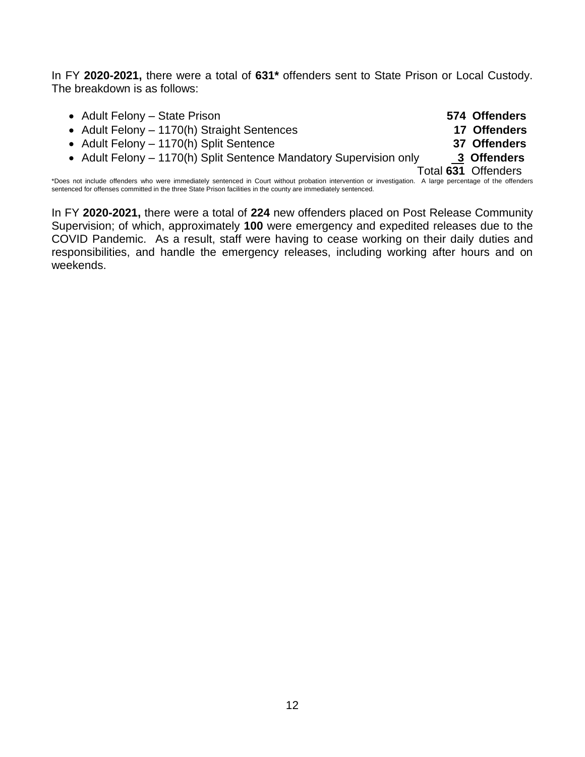In FY **2020-2021,** there were a total of **631*** offenders sent to State Prison or Local Custody. The breakdown is as follows:

- Adult Felony – State Prison **574 Offenders**
- Adult Felony – 1170(h) Straight Sentences **17 Offenders**
- Adult Felony – 1170(h) Split Sentence **37 Offenders**
- Adult Felony – 1170(h) Split Sentence Mandatory Supervision only **3 Offenders**

Total **631** Offenders

*Does not include offenders who were immediately sentenced in Court without probation intervention or investigation. A large percentage of the offenders sentenced for offenses committed in the three State Prison facilities in the county are immediately sentenced.

In FY **2020-2021,** there were a total of **224** new offenders placed on Post Release Community Supervision; of which, approximately **100** were emergency and expedited releases due to the COVID Pandemic. As a result, staff were having to cease working on their daily duties and responsibilities, and handle the emergency releases, including working after hours and on weekends.